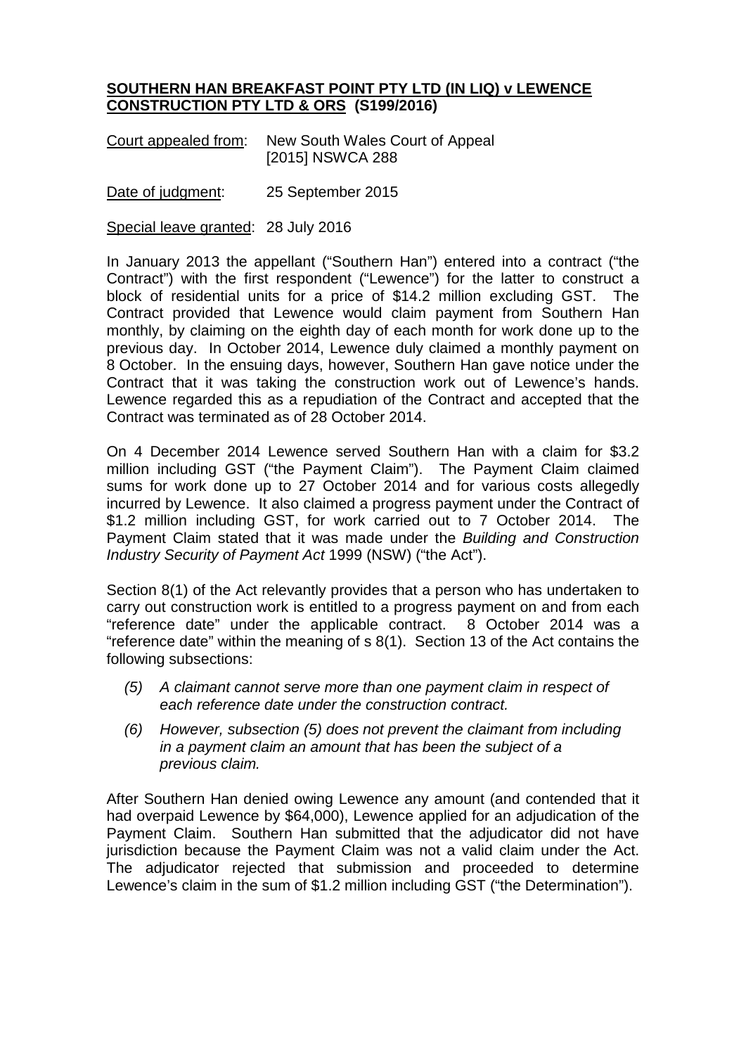**<u>SOUTHERN HAN BREAKFAST POINT PTY LTD (IN LIQ) v LEWENCE CONSTRUCTION PTY LTD & ORS</u> (S199/2016)**

<u>Court appealed from</u>: New South Wales Court of Appeal [2015] NSWCA 288

<u>Date of judgment</u>: 25 September 2015

<u>Special leave granted</u>: 28 July 2016

In January 2013 the appellant ("Southern Han") entered into a contract ("the Contract") with the first respondent ("Lewence") for the latter to construct a block of residential units for a price of $14.2 million excluding GST. The Contract provided that Lewence would claim payment from Southern Han monthly, by claiming on the eighth day of each month for work done up to the previous day. In October 2014, Lewence duly claimed a monthly payment on 8 October. In the ensuing days, however, Southern Han gave notice under the Contract that it was taking the construction work out of Lewence's hands. Lewence regarded this as a repudiation of the Contract and accepted that the Contract was terminated as of 28 October 2014.

On 4 December 2014 Lewence served Southern Han with a claim for $3.2 million including GST ("the Payment Claim"). The Payment Claim claimed sums for work done up to 27 October 2014 and for various costs allegedly incurred by Lewence. It also claimed a progress payment under the Contract of $1.2 million including GST, for work carried out to 7 October 2014. The Payment Claim stated that it was made under the *Building and Construction Industry Security of Payment Act* 1999 (NSW) ("the Act").

Section 8(1) of the Act relevantly provides that a person who has undertaken to carry out construction work is entitled to a progress payment on and from each "reference date" under the applicable contract. 8 October 2014 was a "reference date" within the meaning of s 8(1). Section 13 of the Act contains the following subsections:

> *(5) A claimant cannot serve more than one payment claim in respect of each reference date under the construction contract.*
>
> *(6) However, subsection (5) does not prevent the claimant from including in a payment claim an amount that has been the subject of a previous claim.*

After Southern Han denied owing Lewence any amount (and contended that it had overpaid Lewence by $64,000), Lewence applied for an adjudication of the Payment Claim. Southern Han submitted that the adjudicator did not have jurisdiction because the Payment Claim was not a valid claim under the Act. The adjudicator rejected that submission and proceeded to determine Lewence's claim in the sum of $1.2 million including GST ("the Determination").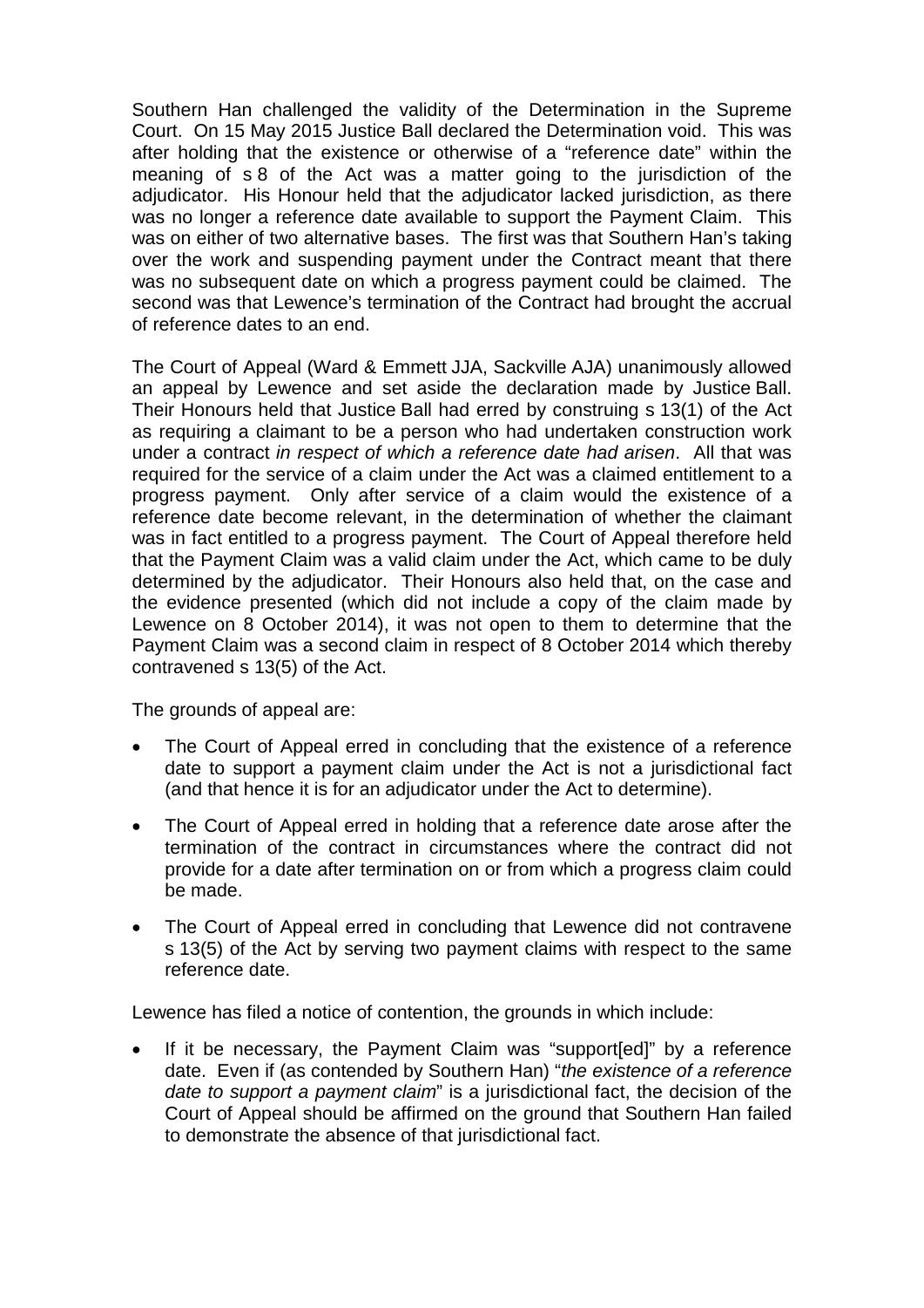Southern Han challenged the validity of the Determination in the Supreme Court. On 15 May 2015 Justice Ball declared the Determination void. This was after holding that the existence or otherwise of a "reference date" within the meaning of s 8 of the Act was a matter going to the jurisdiction of the adjudicator. His Honour held that the adjudicator lacked jurisdiction, as there was no longer a reference date available to support the Payment Claim. This was on either of two alternative bases. The first was that Southern Han's taking over the work and suspending payment under the Contract meant that there was no subsequent date on which a progress payment could be claimed. The second was that Lewence's termination of the Contract had brought the accrual of reference dates to an end.

The Court of Appeal (Ward & Emmett JJA, Sackville AJA) unanimously allowed an appeal by Lewence and set aside the declaration made by Justice Ball. Their Honours held that Justice Ball had erred by construing s 13(1) of the Act as requiring a claimant to be a person who had undertaken construction work under a contract *in respect of which a reference date had arisen*. All that was required for the service of a claim under the Act was a claimed entitlement to a progress payment. Only after service of a claim would the existence of a reference date become relevant, in the determination of whether the claimant was in fact entitled to a progress payment. The Court of Appeal therefore held that the Payment Claim was a valid claim under the Act, which came to be duly determined by the adjudicator. Their Honours also held that, on the case and the evidence presented (which did not include a copy of the claim made by Lewence on 8 October 2014), it was not open to them to determine that the Payment Claim was a second claim in respect of 8 October 2014 which thereby contravened s 13(5) of the Act.

The grounds of appeal are:

- The Court of Appeal erred in concluding that the existence of a reference date to support a payment claim under the Act is not a jurisdictional fact (and that hence it is for an adjudicator under the Act to determine).
- The Court of Appeal erred in holding that a reference date arose after the termination of the contract in circumstances where the contract did not provide for a date after termination on or from which a progress claim could be made.
- The Court of Appeal erred in concluding that Lewence did not contravene s 13(5) of the Act by serving two payment claims with respect to the same reference date.

Lewence has filed a notice of contention, the grounds in which include:

- If it be necessary, the Payment Claim was "support[ed]" by a reference date. Even if (as contended by Southern Han) "*the existence of a reference date to support a payment claim*" is a jurisdictional fact, the decision of the Court of Appeal should be affirmed on the ground that Southern Han failed to demonstrate the absence of that jurisdictional fact.